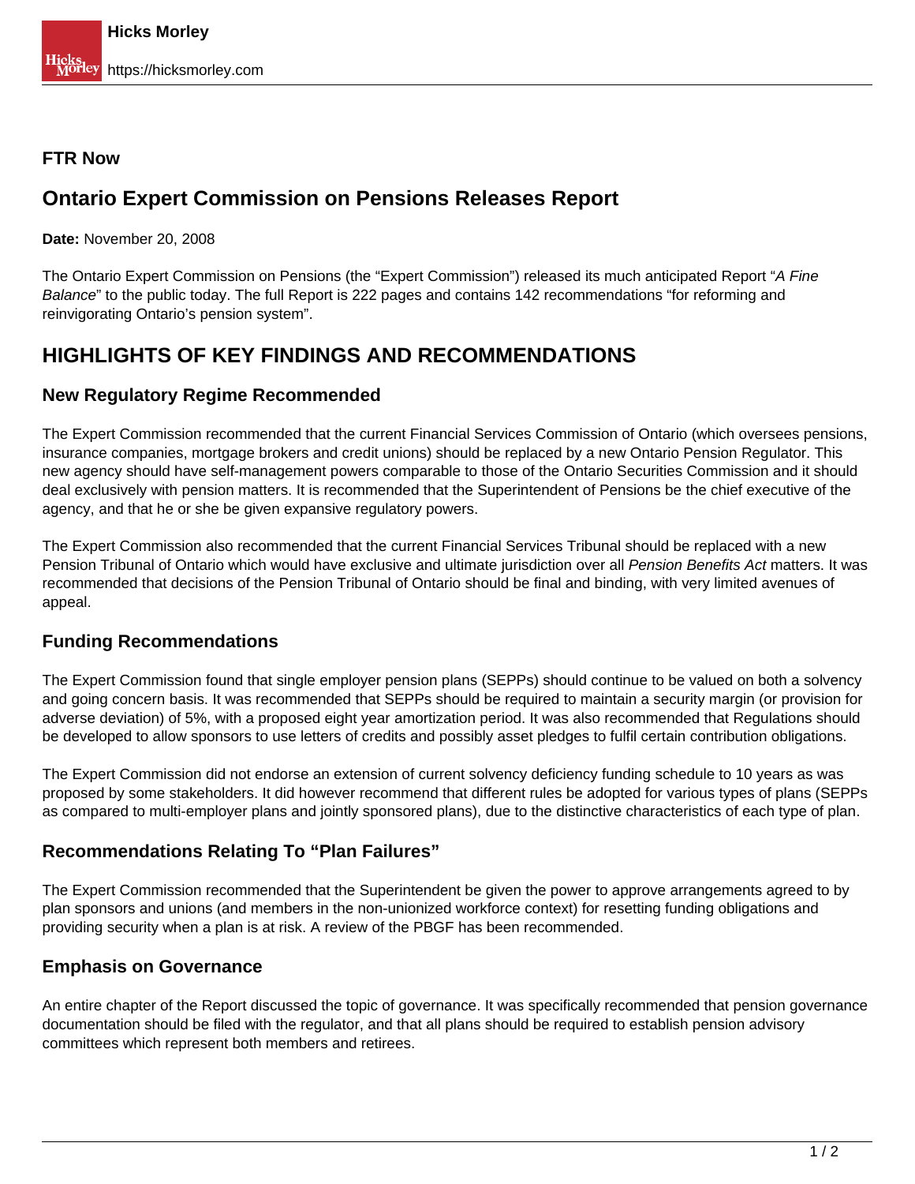**FTR Now**

# Ontario Expert Commission on Pensions Releases Report

**Date:** November 20, 2008

The Ontario Expert Commission on Pensions (the "Expert Commission") released its much anticipated Report "*A Fine Balance*" to the public today. The full Report is 222 pages and contains 142 recommendations "for reforming and reinvigorating Ontario's pension system".

## HIGHLIGHTS OF KEY FINDINGS AND RECOMMENDATIONS

### New Regulatory Regime Recommended

The Expert Commission recommended that the current Financial Services Commission of Ontario (which oversees pensions, insurance companies, mortgage brokers and credit unions) should be replaced by a new Ontario Pension Regulator. This new agency should have self-management powers comparable to those of the Ontario Securities Commission and it should deal exclusively with pension matters. It is recommended that the Superintendent of Pensions be the chief executive of the agency, and that he or she be given expansive regulatory powers.

The Expert Commission also recommended that the current Financial Services Tribunal should be replaced with a new Pension Tribunal of Ontario which would have exclusive and ultimate jurisdiction over all *Pension Benefits Act* matters. It was recommended that decisions of the Pension Tribunal of Ontario should be final and binding, with very limited avenues of appeal.

### Funding Recommendations

The Expert Commission found that single employer pension plans (SEPPs) should continue to be valued on both a solvency and going concern basis. It was recommended that SEPPs should be required to maintain a security margin (or provision for adverse deviation) of 5%, with a proposed eight year amortization period. It was also recommended that Regulations should be developed to allow sponsors to use letters of credits and possibly asset pledges to fulfil certain contribution obligations.

The Expert Commission did not endorse an extension of current solvency deficiency funding schedule to 10 years as was proposed by some stakeholders. It did however recommend that different rules be adopted for various types of plans (SEPPs as compared to multi-employer plans and jointly sponsored plans), due to the distinctive characteristics of each type of plan.

### Recommendations Relating To "Plan Failures"

The Expert Commission recommended that the Superintendent be given the power to approve arrangements agreed to by plan sponsors and unions (and members in the non-unionized workforce context) for resetting funding obligations and providing security when a plan is at risk. A review of the PBGF has been recommended.

### Emphasis on Governance

An entire chapter of the Report discussed the topic of governance. It was specifically recommended that pension governance documentation should be filed with the regulator, and that all plans should be required to establish pension advisory committees which represent both members and retirees.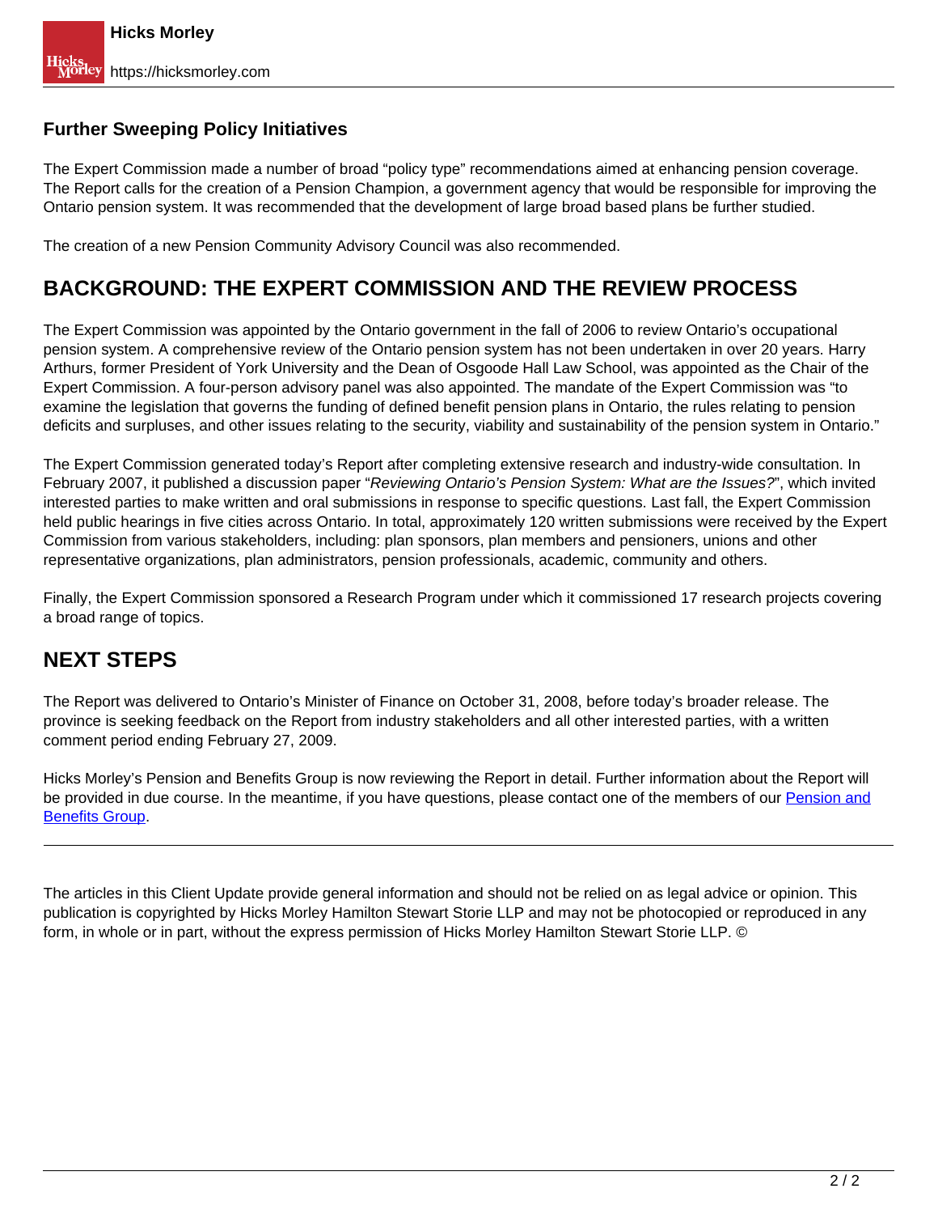### Further Sweeping Policy Initiatives

The Expert Commission made a number of broad "policy type" recommendations aimed at enhancing pension coverage. The Report calls for the creation of a Pension Champion, a government agency that would be responsible for improving the Ontario pension system. It was recommended that the development of large broad based plans be further studied.

The creation of a new Pension Community Advisory Council was also recommended.

## BACKGROUND: THE EXPERT COMMISSION AND THE REVIEW PROCESS

The Expert Commission was appointed by the Ontario government in the fall of 2006 to review Ontario's occupational pension system. A comprehensive review of the Ontario pension system has not been undertaken in over 20 years. Harry Arthurs, former President of York University and the Dean of Osgoode Hall Law School, was appointed as the Chair of the Expert Commission. A four-person advisory panel was also appointed. The mandate of the Expert Commission was "to examine the legislation that governs the funding of defined benefit pension plans in Ontario, the rules relating to pension deficits and surpluses, and other issues relating to the security, viability and sustainability of the pension system in Ontario."

The Expert Commission generated today's Report after completing extensive research and industry-wide consultation. In February 2007, it published a discussion paper "*Reviewing Ontario's Pension System: What are the Issues?*", which invited interested parties to make written and oral submissions in response to specific questions. Last fall, the Expert Commission held public hearings in five cities across Ontario. In total, approximately 120 written submissions were received by the Expert Commission from various stakeholders, including: plan sponsors, plan members and pensioners, unions and other representative organizations, plan administrators, pension professionals, academic, community and others.

Finally, the Expert Commission sponsored a Research Program under which it commissioned 17 research projects covering a broad range of topics.

## NEXT STEPS

The Report was delivered to Ontario's Minister of Finance on October 31, 2008, before today's broader release. The province is seeking feedback on the Report from industry stakeholders and all other interested parties, with a written comment period ending February 27, 2009.

Hicks Morley's Pension and Benefits Group is now reviewing the Report in detail. Further information about the Report will be provided in due course. In the meantime, if you have questions, please contact one of the members of our Pension and Benefits Group.

---

The articles in this Client Update provide general information and should not be relied on as legal advice or opinion. This publication is copyrighted by Hicks Morley Hamilton Stewart Storie LLP and may not be photocopied or reproduced in any form, in whole or in part, without the express permission of Hicks Morley Hamilton Stewart Storie LLP. ©